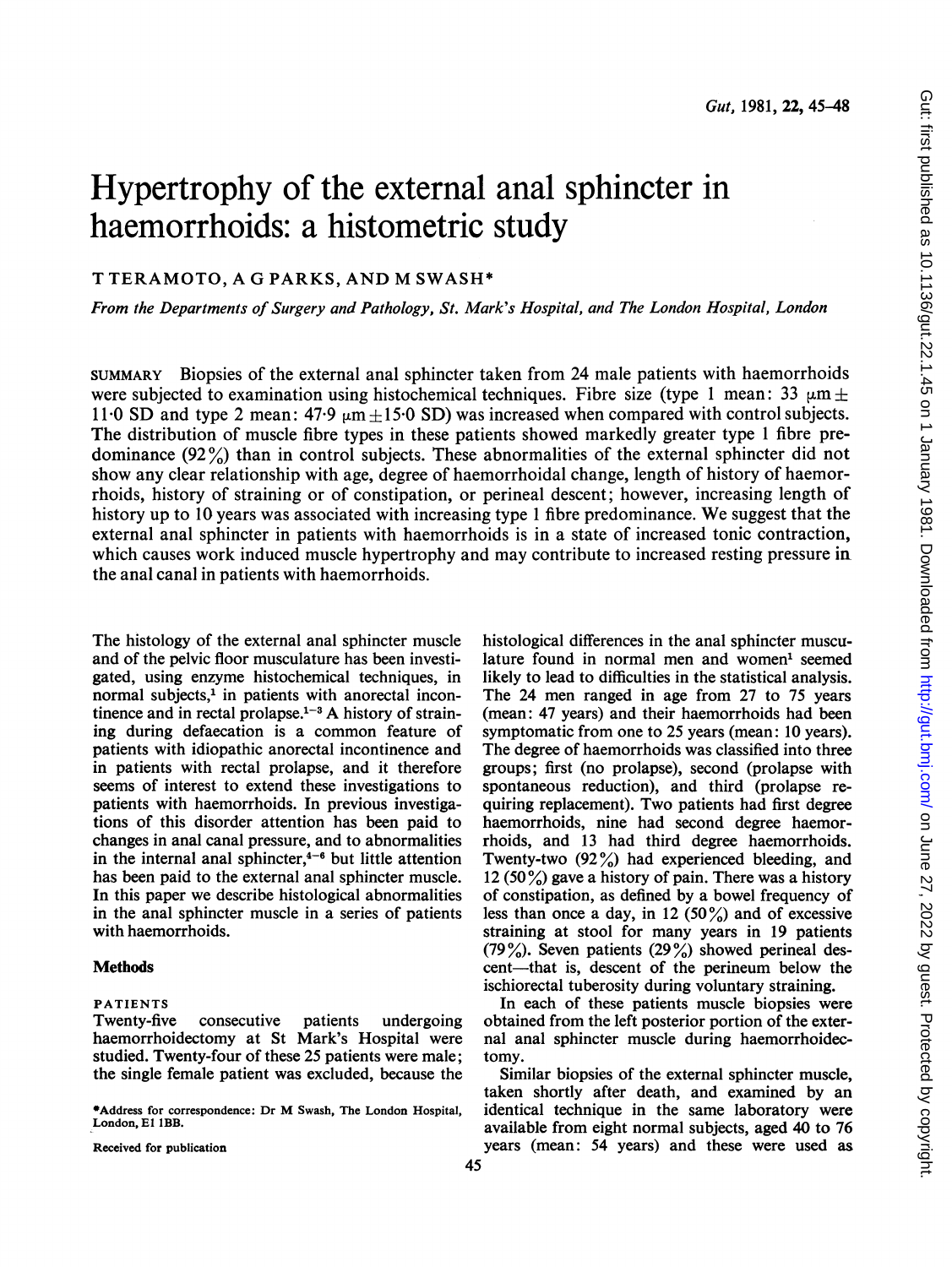# Hypertrophy of the external anal sphincter in haemorrhoids: a histometric study

T TERAMOTO, A G PARKS, AND M SWASH*

*From the Departments of Surgery and Pathology, St. Mark's Hospital, and The London Hospital, London*

SUMMARY Biopsies of the external anal sphincter taken from 24 male patients with haemorrhoids were subjected to examination using histochemical techniques. Fibre size (type 1 mean: 33 μm ± 11·0 SD and type 2 mean: 47·9 μm ± 15·0 SD) was increased when compared with control subjects. The distribution of muscle fibre types in these patients showed markedly greater type 1 fibre predominance (92%) than in control subjects. These abnormalities of the external sphincter did not show any clear relationship with age, degree of haemorrhoidal change, length of history of haemorrhoids, history of straining or of constipation, or perineal descent; however, increasing length of history up to 10 years was associated with increasing type 1 fibre predominance. We suggest that the external anal sphincter in patients with haemorrhoids is in a state of increased tonic contraction, which causes work induced muscle hypertrophy and may contribute to increased resting pressure in the anal canal in patients with haemorrhoids.

The histology of the external anal sphincter muscle and of the pelvic floor musculature has been investigated, using enzyme histochemical techniques, in normal subjects,[1] in patients with anorectal incontinence and in rectal prolapse.[1-3] A history of straining during defaecation is a common feature of patients with idiopathic anorectal incontinence and in patients with rectal prolapse, and it therefore seems of interest to extend these investigations to patients with haemorrhoids. In previous investigations of this disorder attention has been paid to changes in anal canal pressure, and to abnormalities in the internal anal sphincter,[4-6] but little attention has been paid to the external anal sphincter muscle. In this paper we describe histological abnormalities in the anal sphincter muscle in a series of patients with haemorrhoids.

## Methods

### PATIENTS

Twenty-five consecutive patients undergoing haemorrhoidectomy at St Mark's Hospital were studied. Twenty-four of these 25 patients were male; the single female patient was excluded, because the histological differences in the anal sphincter musculature found in normal men and women[1] seemed likely to lead to difficulties in the statistical analysis. The 24 men ranged in age from 27 to 75 years (mean: 47 years) and their haemorrhoids had been symptomatic from one to 25 years (mean: 10 years). The degree of haemorrhoids was classified into three groups; first (no prolapse), second (prolapse with spontaneous reduction), and third (prolapse requiring replacement). Two patients had first degree haemorrhoids, nine had second degree haemorrhoids, and 13 had third degree haemorrhoids. Twenty-two (92%) had experienced bleeding, and 12 (50%) gave a history of pain. There was a history of constipation, as defined by a bowel frequency of less than once a day, in 12 (50%) and of excessive straining at stool for many years in 19 patients (79%). Seven patients (29%) showed perineal descent—that is, descent of the perineum below the ischiorectal tuberosity during voluntary straining.

In each of these patients muscle biopsies were obtained from the left posterior portion of the external anal sphincter muscle during haemorrhoidectomy.

Similar biopsies of the external sphincter muscle, taken shortly after death, and examined by an identical technique in the same laboratory were available from eight normal subjects, aged 40 to 76 years (mean: 54 years) and these were used as

*Address for correspondence: Dr M Swash, The London Hospital, London, E1 1BB.

Received for publication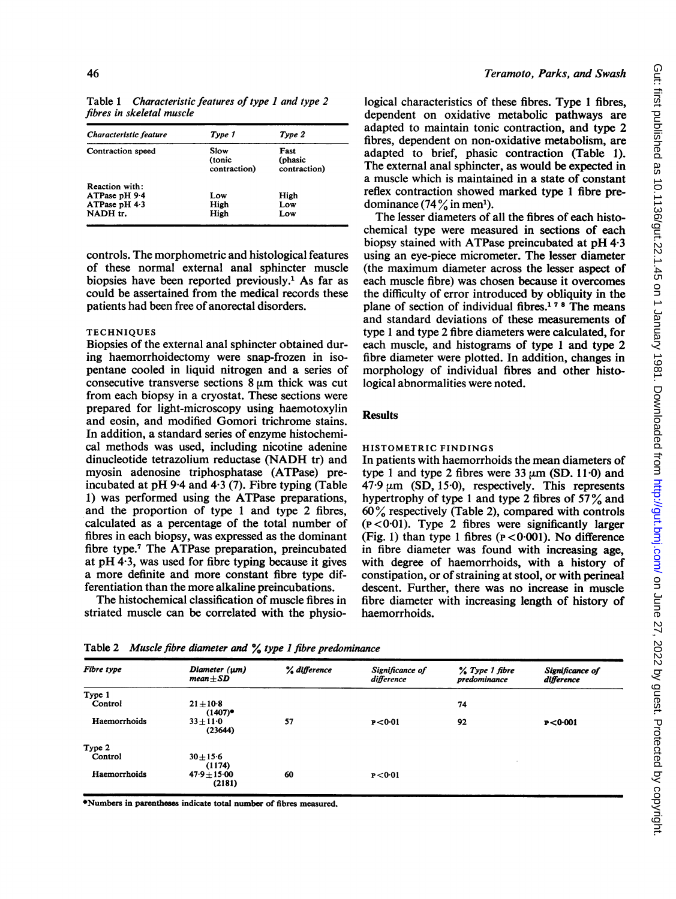Table 1 *Characteristic features of type 1 and type 2 fibres in skeletal muscle*

| *Characteristic feature* | *Type 1* | *Type 2* |
|---|---|---|
| Contraction speed | Slow (tonic contraction) | Fast (phasic contraction) |
| Reaction with: | | |
| ATPase pH 9·4 | Low | High |
| ATPase pH 4·3 | High | Low |
| NADH tr. | High | Low |

controls. The morphometric and histological features of these normal external anal sphincter muscle biopsies have been reported previously.[1] As far as could be assertained from the medical records these patients had been free of anorectal disorders.

### TECHNIQUES

Biopsies of the external anal sphincter obtained during haemorrhoidectomy were snap-frozen in isopentane cooled in liquid nitrogen and a series of consecutive transverse sections 8 μm thick was cut from each biopsy in a cryostat. These sections were prepared for light-microscopy using haemotoxylin and eosin, and modified Gomori trichrome stains. In addition, a standard series of enzyme histochemical methods was used, including nicotine adenine dinucleotide tetrazolium reductase (NADH tr) and myosin adenosine triphosphatase (ATPase) preincubated at pH 9·4 and 4·3 (7). Fibre typing (Table 1) was performed using the ATPase preparations, and the proportion of type 1 and type 2 fibres, calculated as a percentage of the total number of fibres in each biopsy, was expressed as the dominant fibre type.[7] The ATPase preparation, preincubated at pH 4·3, was used for fibre typing because it gives a more definite and more constant fibre type differentiation than the more alkaline preincubations.

The histochemical classification of muscle fibres in striated muscle can be correlated with the physiological characteristics of these fibres. Type 1 fibres, dependent on oxidative metabolic pathways are adapted to maintain tonic contraction, and type 2 fibres, dependent on non-oxidative metabolism, are adapted to brief, phasic contraction (Table 1). The external anal sphincter, as would be expected in a muscle which is maintained in a state of constant reflex contraction showed marked type 1 fibre predominance (74% in men[1]).

The lesser diameters of all the fibres of each histochemical type were measured in sections of each biopsy stained with ATPase preincubated at pH 4·3 using an eye-piece micrometer. The lesser diameter (the maximum diameter across the lesser aspect of each muscle fibre) was chosen because it overcomes the difficulty of error introduced by obliquity in the plane of section of individual fibres.[1,7,8] The means and standard deviations of these measurements of type 1 and type 2 fibre diameters were calculated, for each muscle, and histograms of type 1 and type 2 fibre diameter were plotted. In addition, changes in morphology of individual fibres and other histological abnormalities were noted.

## Results

### HISTOMETRIC FINDINGS

In patients with haemorrhoids the mean diameters of type 1 and type 2 fibres were 33 μm (SD. 11·0) and 47·9 μm (SD, 15·0), respectively. This represents hypertrophy of type 1 and type 2 fibres of 57% and 60% respectively (Table 2), compared with controls ($P<0·01$). Type 2 fibres were significantly larger (Fig. 1) than type 1 fibres ($P<0·001$). No difference in fibre diameter was found with increasing age, with degree of haemorrhoids, with a history of constipation, or of straining at stool, or with perineal descent. Further, there was no increase in muscle fibre diameter with increasing length of history of haemorrhoids.

Table 2 *Muscle fibre diameter and % type 1 fibre predominance*

| *Fibre type* | *Diameter (μm) mean±SD* | *% difference* | *Significance of difference* | *% Type 1 fibre predominance* | *Significance of difference* |
|---|---|---|---|---|---|
| Type 1 | | | | | |
| Control | 21±10·8 (1407)* | | | 74 | |
| Haemorrhoids | 33±11·0 (23644) | 57 | $P<0·01$ | 92 | $P<0·001$ |
| Type 2 | | | | | |
| Control | 30±15·6 (1174) | | | | |
| Haemorrhoids | 47·9±15·00 (2181) | 60 | $P<0·01$ | | |

*Numbers in parentheses indicate total number of fibres measured.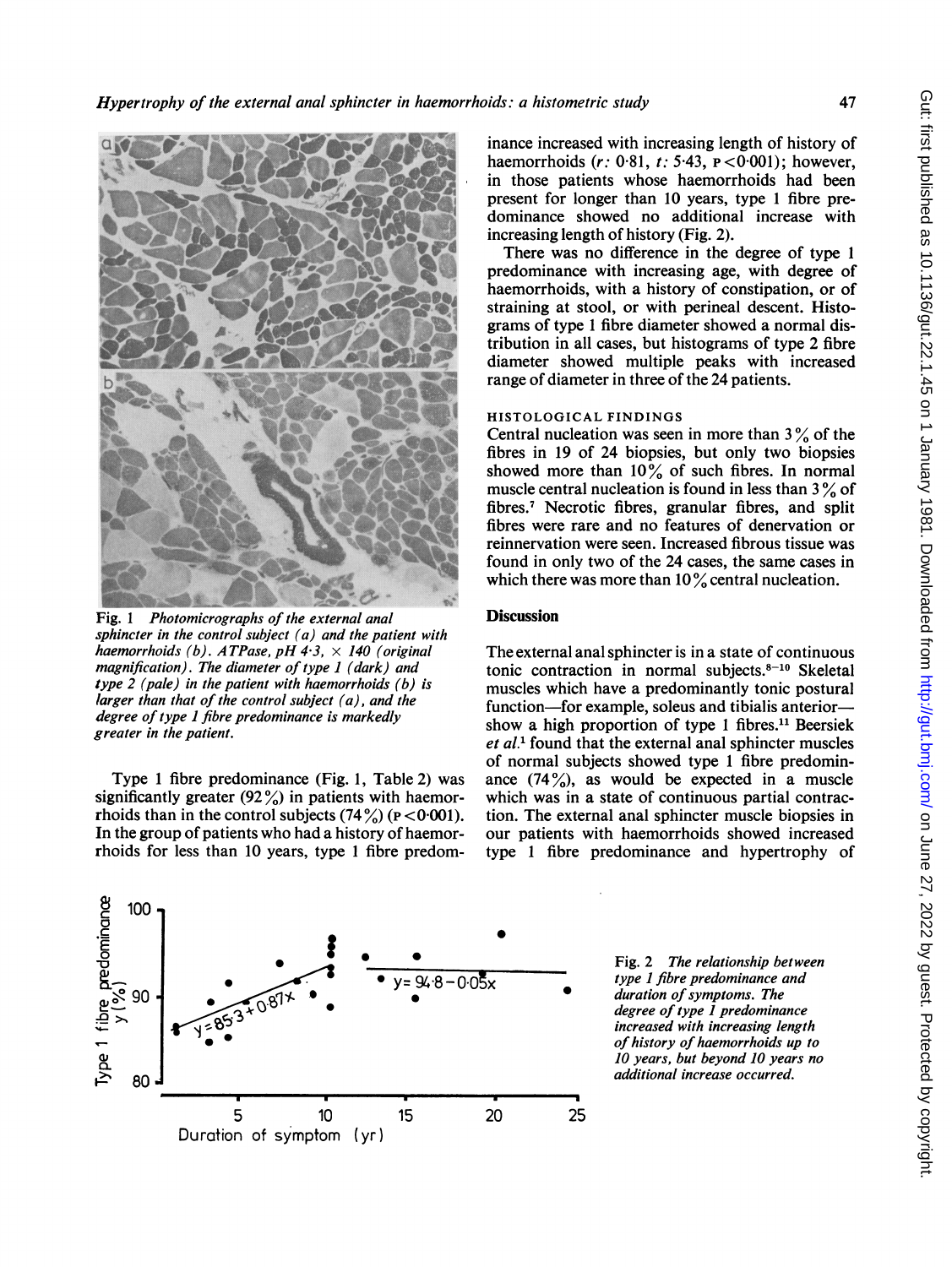Fig. 1 *Photomicrographs of the external anal sphincter in the control subject (a) and the patient with haemorrhoids (b). ATPase, pH 4·3, × 140 (original magnification). The diameter of type 1 (dark) and type 2 (pale) in the patient with haemorrhoids (b) is larger than that of the control subject (a), and the degree of type 1 fibre predominance is markedly greater in the patient.*

Type 1 fibre predominance (Fig. 1, Table 2) was significantly greater (92%) in patients with haemorrhoids than in the control subjects (74%) ($P < 0.001$). In the group of patients who had a history of haemorrhoids for less than 10 years, type 1 fibre predominance increased with increasing length of history of haemorrhoids ($r$: 0·81, $t$: 5·43, $P < 0.001$); however, in those patients whose haemorrhoids had been present for longer than 10 years, type 1 fibre predominance showed no additional increase with increasing length of history (Fig. 2).

There was no difference in the degree of type 1 predominance with increasing age, with degree of haemorrhoids, with a history of constipation, or of straining at stool, or with perineal descent. Histograms of type 1 fibre diameter showed a normal distribution in all cases, but histograms of type 2 fibre diameter showed multiple peaks with increased range of diameter in three of the 24 patients.

### HISTOLOGICAL FINDINGS

Central nucleation was seen in more than 3% of the fibres in 19 of 24 biopsies, but only two biopsies showed more than 10% of such fibres. In normal muscle central nucleation is found in less than 3% of fibres.[7] Necrotic fibres, granular fibres, and split fibres were rare and no features of denervation or reinnervation were seen. Increased fibrous tissue was found in only two of the 24 cases, the same cases in which there was more than 10% central nucleation.

## Discussion

The external anal sphincter is in a state of continuous tonic contraction in normal subjects.[8–10] Skeletal muscles which have a predominantly tonic postural function—for example, soleus and tibialis anterior—show a high proportion of type 1 fibres.[11] Beersiek *et al.*[1] found that the external anal sphincter muscles of normal subjects showed type 1 fibre predominance (74%), as would be expected in a muscle which was in a state of continuous partial contraction. The external anal sphincter muscle biopsies in our patients with haemorrhoids showed increased type 1 fibre predominance and hypertrophy of

Fig. 2 *The relationship between type 1 fibre predominance and duration of symptoms. The degree of type 1 predominance increased with increasing length of history of haemorrhoids up to 10 years, but beyond 10 years no additional increase occurred.*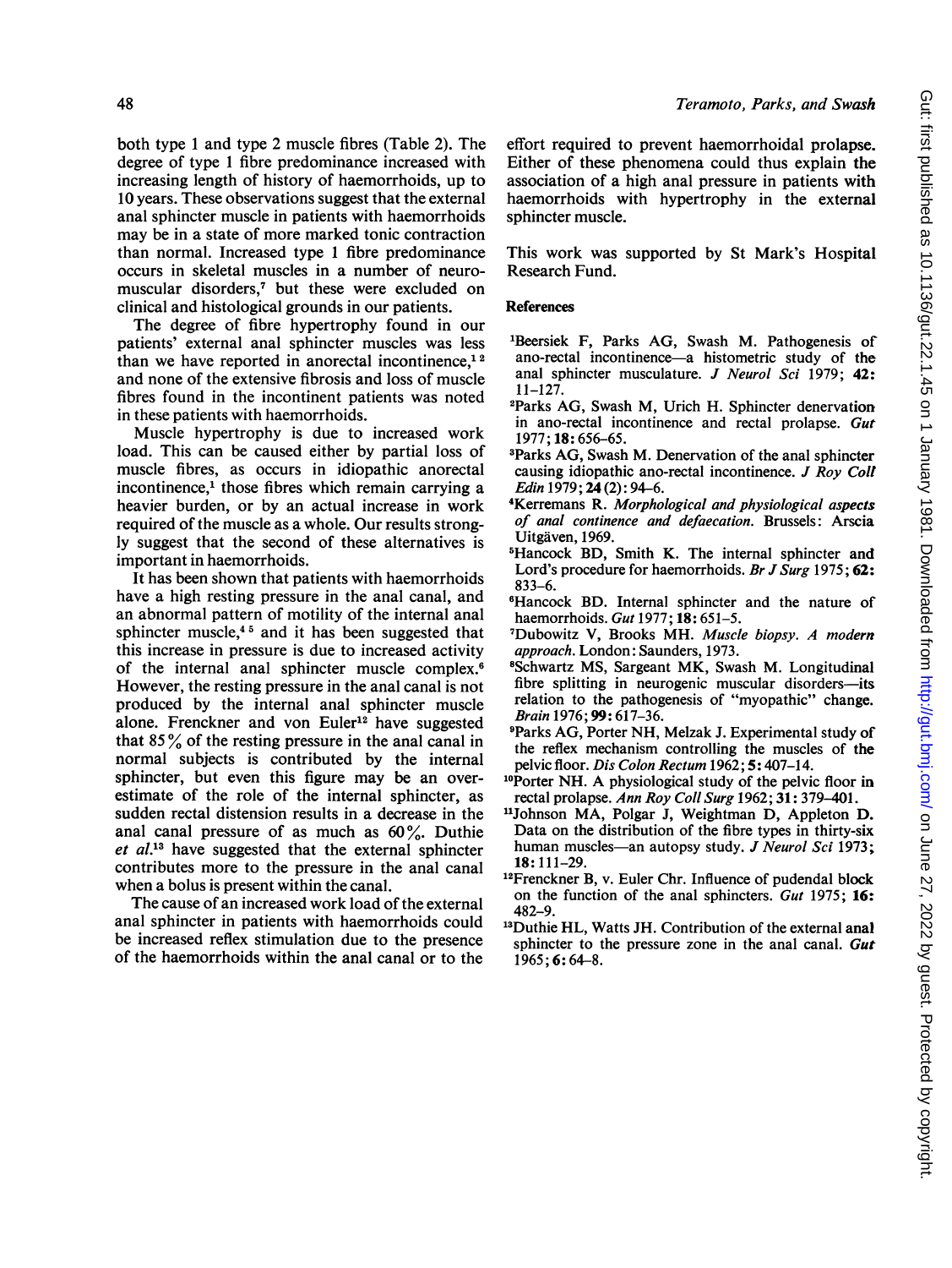both type 1 and type 2 muscle fibres (Table 2). The degree of type 1 fibre predominance increased with increasing length of history of haemorrhoids, up to 10 years. These observations suggest that the external anal sphincter muscle in patients with haemorrhoids may be in a state of more marked tonic contraction than normal. Increased type 1 fibre predominance occurs in skeletal muscles in a number of neuromuscular disorders,[7] but these were excluded on clinical and histological grounds in our patients.

The degree of fibre hypertrophy found in our patients' external anal sphincter muscles was less than we have reported in anorectal incontinence,[1 2] and none of the extensive fibrosis and loss of muscle fibres found in the incontinent patients was noted in these patients with haemorrhoids.

Muscle hypertrophy is due to increased work load. This can be caused either by partial loss of muscle fibres, as occurs in idiopathic anorectal incontinence,[1] those fibres which remain carrying a heavier burden, or by an actual increase in work required of the muscle as a whole. Our results strongly suggest that the second of these alternatives is important in haemorrhoids.

It has been shown that patients with haemorrhoids have a high resting pressure in the anal canal, and an abnormal pattern of motility of the internal anal sphincter muscle,[4 5] and it has been suggested that this increase in pressure is due to increased activity of the internal anal sphincter muscle complex.[6] However, the resting pressure in the anal canal is not produced by the internal anal sphincter muscle alone. Frenckner and von Euler[12] have suggested that 85% of the resting pressure in the anal canal in normal subjects is contributed by the internal sphincter, but even this figure may be an overestimate of the role of the internal sphincter, as sudden rectal distension results in a decrease in the anal canal pressure of as much as 60%. Duthie *et al.*[13] have suggested that the external sphincter contributes more to the pressure in the anal canal when a bolus is present within the canal.

The cause of an increased work load of the external anal sphincter in patients with haemorrhoids could be increased reflex stimulation due to the presence of the haemorrhoids within the anal canal or to the effort required to prevent haemorrhoidal prolapse. Either of these phenomena could thus explain the association of a high anal pressure in patients with haemorrhoids with hypertrophy in the external sphincter muscle.

This work was supported by St Mark's Hospital Research Fund.

## References

1. Beersiek F, Parks AG, Swash M. Pathogenesis of ano-rectal incontinence—a histometric study of the anal sphincter musculature. *J Neurol Sci* 1979; **42:** 11–127.
2. Parks AG, Swash M, Urich H. Sphincter denervation in ano-rectal incontinence and rectal prolapse. *Gut* 1977; **18:** 656–65.
3. Parks AG, Swash M. Denervation of the anal sphincter causing idiopathic ano-rectal incontinence. *J Roy Coll Edin* 1979; **24** (2): 94–6.
4. Kerremans R. *Morphological and physiological aspects of anal continence and defaecation.* Brussels: Arscia Uitgäven, 1969.
5. Hancock BD, Smith K. The internal sphincter and Lord's procedure for haemorrhoids. *Br J Surg* 1975; **62:** 833–6.
6. Hancock BD. Internal sphincter and the nature of haemorrhoids. *Gut* 1977; **18:** 651–5.
7. Dubowitz V, Brooks MH. *Muscle biopsy. A modern approach.* London: Saunders, 1973.
8. Schwartz MS, Sargeant MK, Swash M. Longitudinal fibre splitting in neurogenic muscular disorders—its relation to the pathogenesis of "myopathic" change. *Brain* 1976; **99:** 617–36.
9. Parks AG, Porter NH, Melzak J. Experimental study of the reflex mechanism controlling the muscles of the pelvic floor. *Dis Colon Rectum* 1962; **5:** 407–14.
10. Porter NH. A physiological study of the pelvic floor in rectal prolapse. *Ann Roy Coll Surg* 1962; **31:** 379–401.
11. Johnson MA, Polgar J, Weightman D, Appleton D. Data on the distribution of the fibre types in thirty-six human muscles—an autopsy study. *J Neurol Sci* 1973; **18:** 111–29.
12. Frenckner B, v. Euler Chr. Influence of pudendal block on the function of the anal sphincters. *Gut* 1975; **16:** 482–9.
13. Duthie HL, Watts JH. Contribution of the external anal sphincter to the pressure zone in the anal canal. *Gut* 1965; **6:** 64–8.